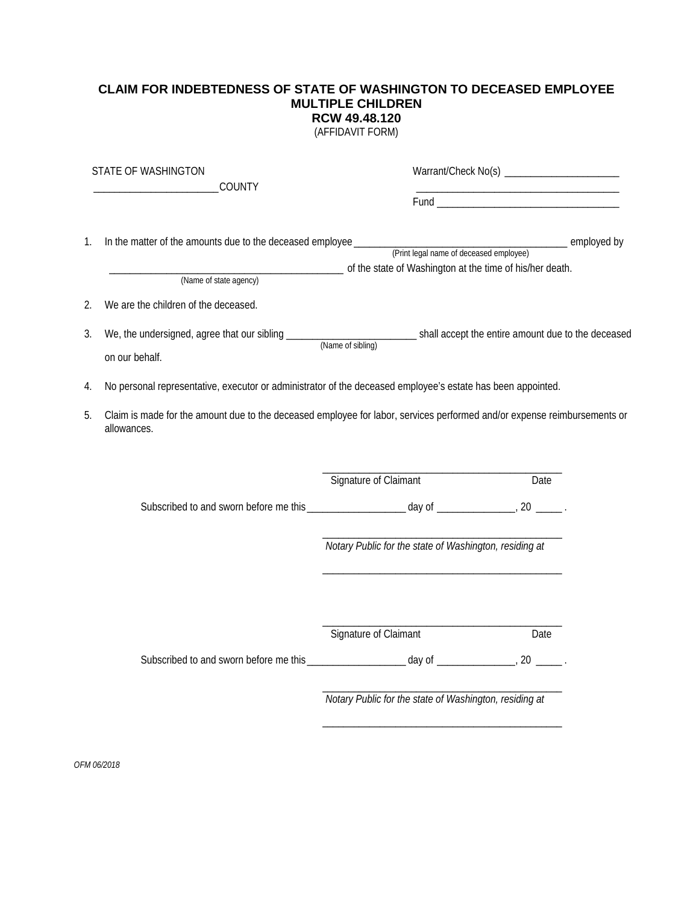# CLAIM FOR INDEBTEDNESS OF STATE OF WASHINGTON TO DECEASED EMPLOYEE
## MULTIPLE CHILDREN
## RCW 49.48.120

(AFFIDAVIT FORM)

STATE OF WASHINGTON

________________________COUNTY

Warrant/Check No(s) ______________________

______________________________________

Fund __________________________________

1. In the matter of the amounts due to the deceased employee __________________________________________ employed by
(Print legal name of deceased employee)
_______________________________________________ of the state of Washington at the time of his/her death.
(Name of state agency)

2. We are the children of the deceased.

3. We, the undersigned, agree that our sibling __________________________ shall accept the entire amount due to the deceased on our behalf.
(Name of sibling)

4. No personal representative, executor or administrator of the deceased employee's estate has been appointed.

5. Claim is made for the amount due to the deceased employee for labor, services performed and/or expense reimbursements or allowances.

_______________________________________________
Signature of Claimant Date

Subscribed to and sworn before me this ___________________ day of _______________, 20 _____ .

_______________________________________________
*Notary Public for the state of Washington, residing at*

_______________________________________________

_______________________________________________
Signature of Claimant Date

Subscribed to and sworn before me this ___________________ day of _______________, 20 _____ .

_______________________________________________
*Notary Public for the state of Washington, residing at*

_______________________________________________

*OFM 06/2018*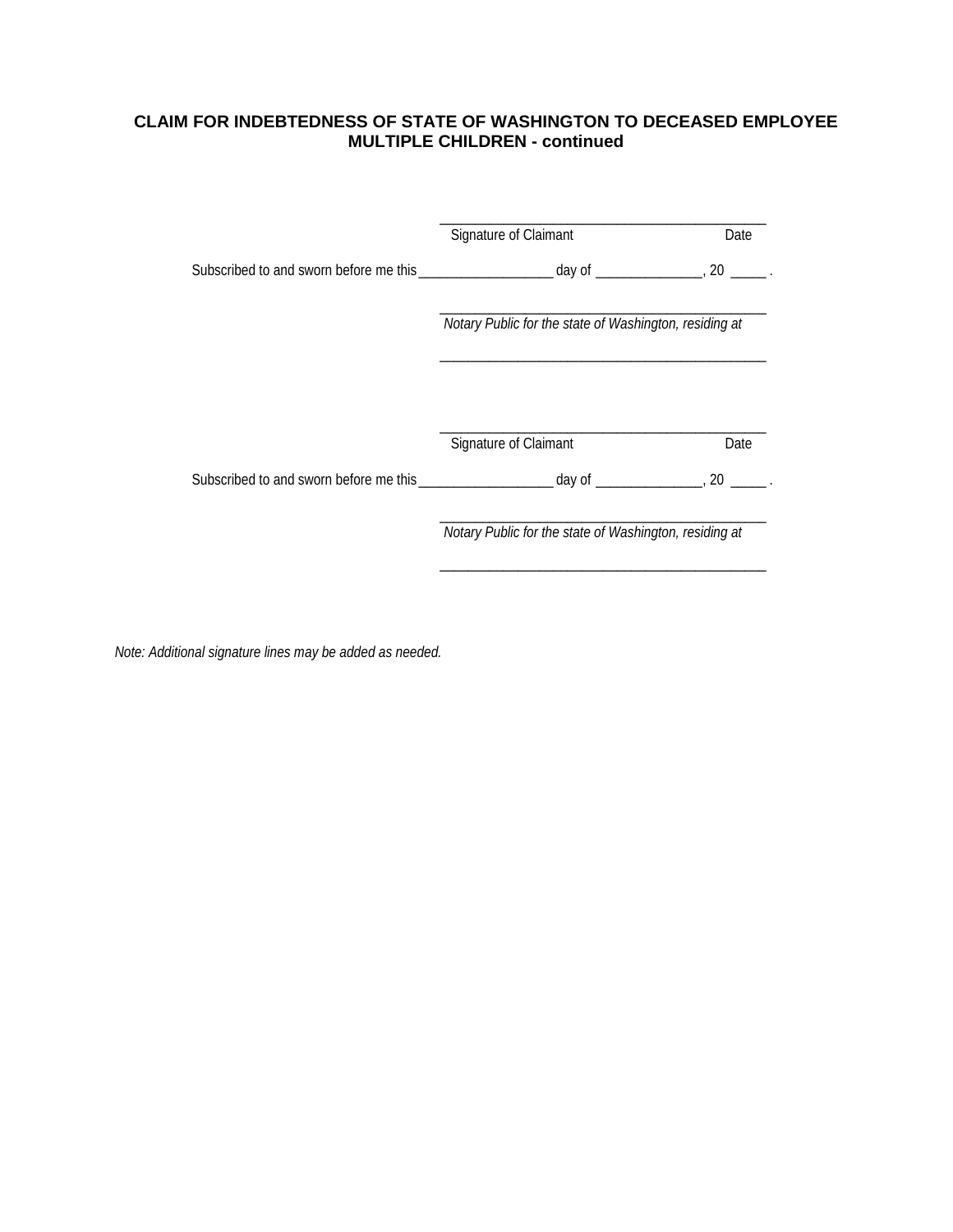**CLAIM FOR INDEBTEDNESS OF STATE OF WASHINGTON TO DECEASED EMPLOYEE MULTIPLE CHILDREN - continued**

______________________________________________
Signature of Claimant Date

Subscribed to and sworn before me this __________________ day of ______________, 20 _____ .

______________________________________________
*Notary Public for the state of Washington, residing at*

______________________________________________

______________________________________________
Signature of Claimant Date

Subscribed to and sworn before me this __________________ day of ______________, 20 _____ .

______________________________________________
*Notary Public for the state of Washington, residing at*

______________________________________________

*Note: Additional signature lines may be added as needed.*